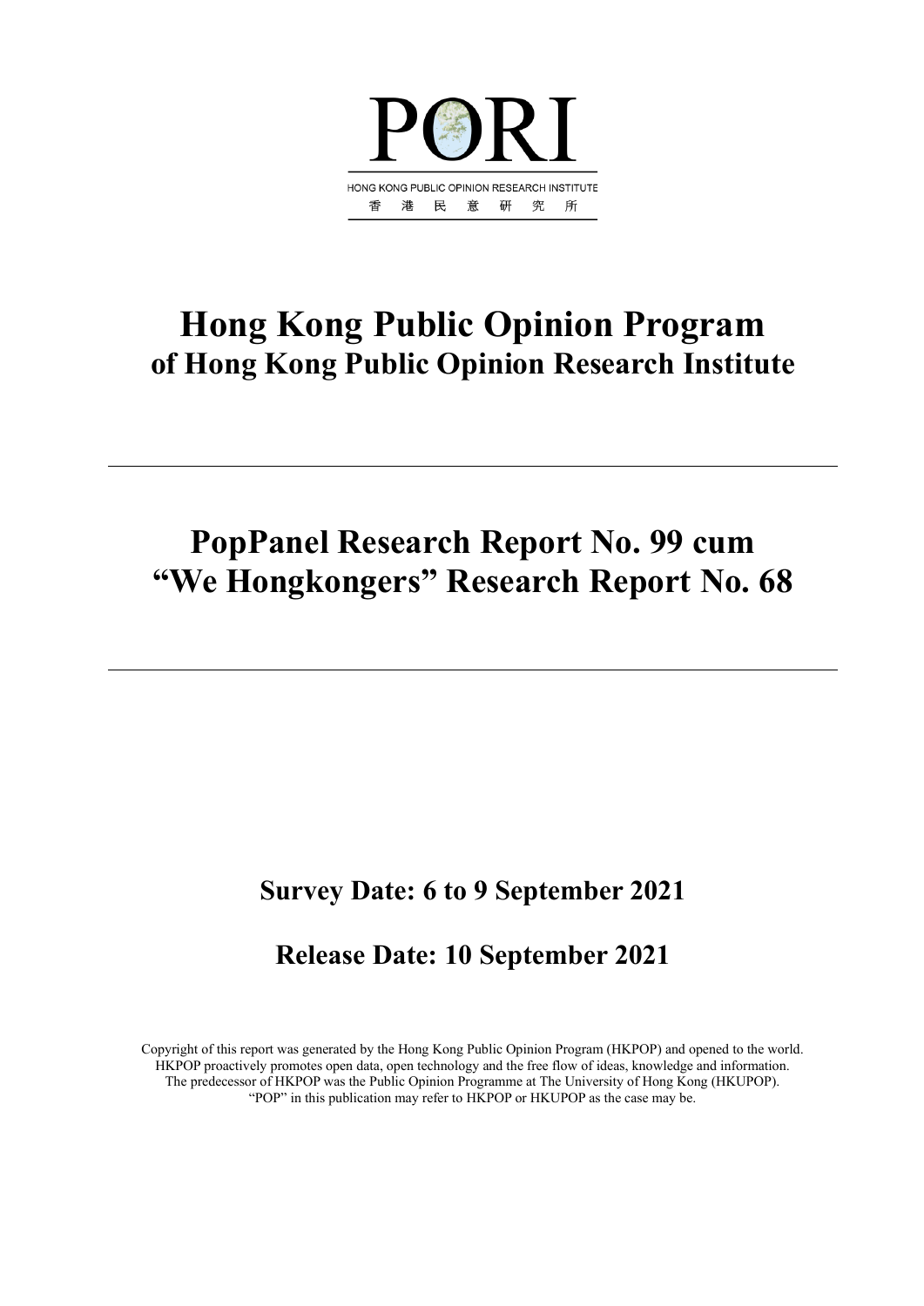PORI

HONG KONG PUBLIC OPINION RESEARCH INSTITUTE
香 港 民 意 研 究 所

# Hong Kong Public Opinion Program
## of Hong Kong Public Opinion Research Institute

---

# PopPanel Research Report No. 99 cum "We Hongkongers" Research Report No. 68

---

## Survey Date: 6 to 9 September 2021

## Release Date: 10 September 2021

Copyright of this report was generated by the Hong Kong Public Opinion Program (HKPOP) and opened to the world. HKPOP proactively promotes open data, open technology and the free flow of ideas, knowledge and information. The predecessor of HKPOP was the Public Opinion Programme at The University of Hong Kong (HKUPOP). "POP" in this publication may refer to HKPOP or HKUPOP as the case may be.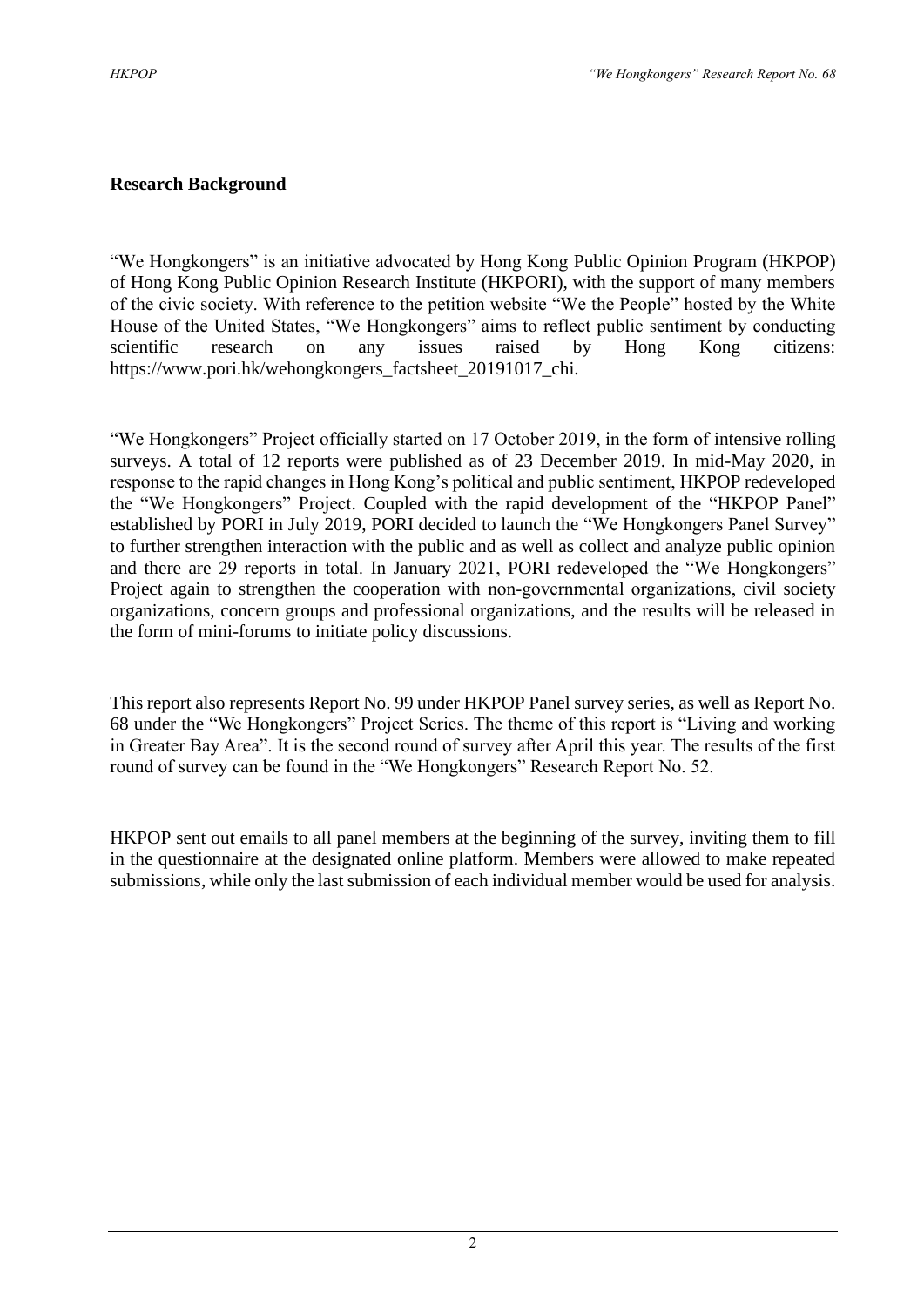## Research Background

"We Hongkongers" is an initiative advocated by Hong Kong Public Opinion Program (HKPOP) of Hong Kong Public Opinion Research Institute (HKPORI), with the support of many members of the civic society. With reference to the petition website "We the People" hosted by the White House of the United States, "We Hongkongers" aims to reflect public sentiment by conducting scientific research on any issues raised by Hong Kong citizens: https://www.pori.hk/wehongkongers_factsheet_20191017_chi.

"We Hongkongers" Project officially started on 17 October 2019, in the form of intensive rolling surveys. A total of 12 reports were published as of 23 December 2019. In mid-May 2020, in response to the rapid changes in Hong Kong's political and public sentiment, HKPOP redeveloped the "We Hongkongers" Project. Coupled with the rapid development of the "HKPOP Panel" established by PORI in July 2019, PORI decided to launch the "We Hongkongers Panel Survey" to further strengthen interaction with the public and as well as collect and analyze public opinion and there are 29 reports in total. In January 2021, PORI redeveloped the "We Hongkongers" Project again to strengthen the cooperation with non-governmental organizations, civil society organizations, concern groups and professional organizations, and the results will be released in the form of mini-forums to initiate policy discussions.

This report also represents Report No. 99 under HKPOP Panel survey series, as well as Report No. 68 under the "We Hongkongers" Project Series. The theme of this report is "Living and working in Greater Bay Area". It is the second round of survey after April this year. The results of the first round of survey can be found in the "We Hongkongers" Research Report No. 52.

HKPOP sent out emails to all panel members at the beginning of the survey, inviting them to fill in the questionnaire at the designated online platform. Members were allowed to make repeated submissions, while only the last submission of each individual member would be used for analysis.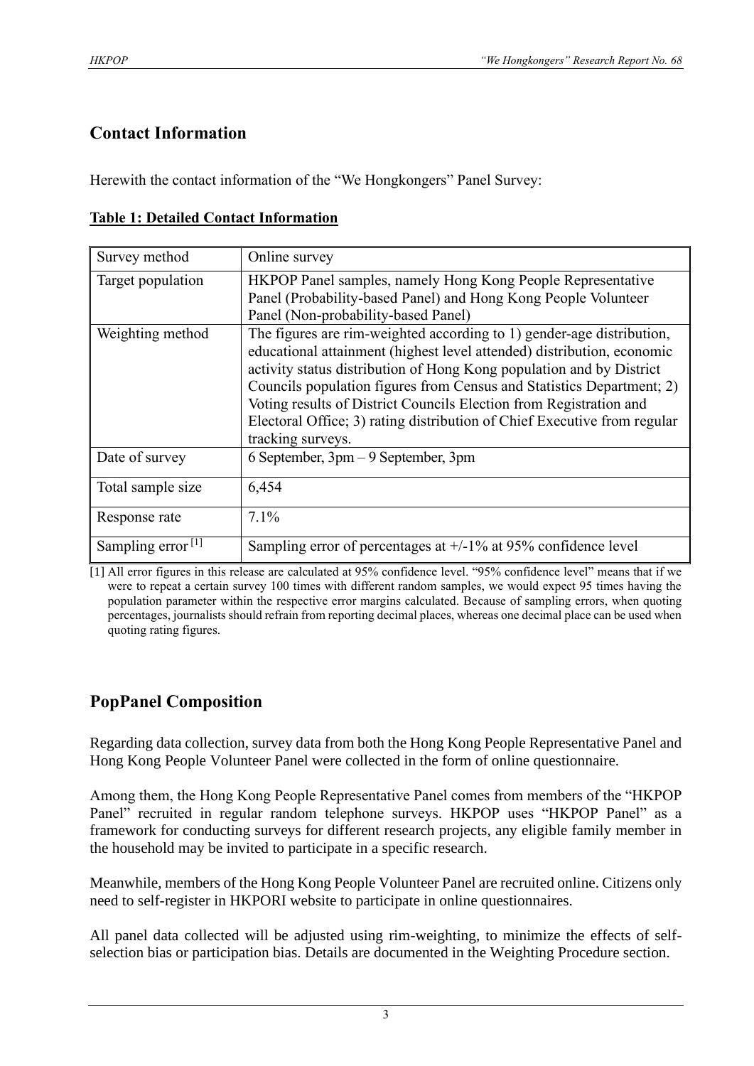## Contact Information

Herewith the contact information of the "We Hongkongers" Panel Survey:

**Table 1: Detailed Contact Information**

| | |
|---|---|
| Survey method | Online survey |
| Target population | HKPOP Panel samples, namely Hong Kong People Representative Panel (Probability-based Panel) and Hong Kong People Volunteer Panel (Non-probability-based Panel) |
| Weighting method | The figures are rim-weighted according to 1) gender-age distribution, educational attainment (highest level attended) distribution, economic activity status distribution of Hong Kong population and by District Councils population figures from Census and Statistics Department; 2) Voting results of District Councils Election from Registration and Electoral Office; 3) rating distribution of Chief Executive from regular tracking surveys. |
| Date of survey | 6 September, 3pm – 9 September, 3pm |
| Total sample size | 6,454 |
| Response rate | 7.1% |
| Sampling error [1] | Sampling error of percentages at +/-1% at 95% confidence level |

[1] All error figures in this release are calculated at 95% confidence level. "95% confidence level" means that if we were to repeat a certain survey 100 times with different random samples, we would expect 95 times having the population parameter within the respective error margins calculated. Because of sampling errors, when quoting percentages, journalists should refrain from reporting decimal places, whereas one decimal place can be used when quoting rating figures.

## PopPanel Composition

Regarding data collection, survey data from both the Hong Kong People Representative Panel and Hong Kong People Volunteer Panel were collected in the form of online questionnaire.

Among them, the Hong Kong People Representative Panel comes from members of the "HKPOP Panel" recruited in regular random telephone surveys. HKPOP uses "HKPOP Panel" as a framework for conducting surveys for different research projects, any eligible family member in the household may be invited to participate in a specific research.

Meanwhile, members of the Hong Kong People Volunteer Panel are recruited online. Citizens only need to self-register in HKPORI website to participate in online questionnaires.

All panel data collected will be adjusted using rim-weighting, to minimize the effects of self-selection bias or participation bias. Details are documented in the Weighting Procedure section.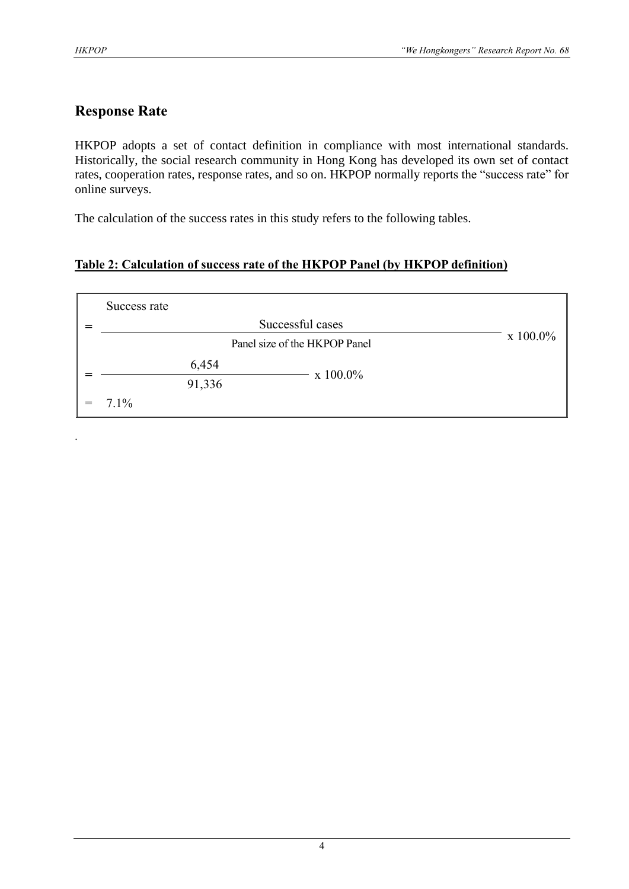## Response Rate

HKPOP adopts a set of contact definition in compliance with most international standards. Historically, the social research community in Hong Kong has developed its own set of contact rates, cooperation rates, response rates, and so on. HKPOP normally reports the "success rate" for online surveys.

The calculation of the success rates in this study refers to the following tables.

**Table 2: Calculation of success rate of the HKPOP Panel (by HKPOP definition)**

$$\text{Success rate} = \frac{\text{Successful cases}}{\text{Panel size of the HKPOP Panel}} \times 100.0\%$$

$$= \frac{6{,}454}{91{,}336} \times 100.0\%$$

$$= 7.1\%$$

.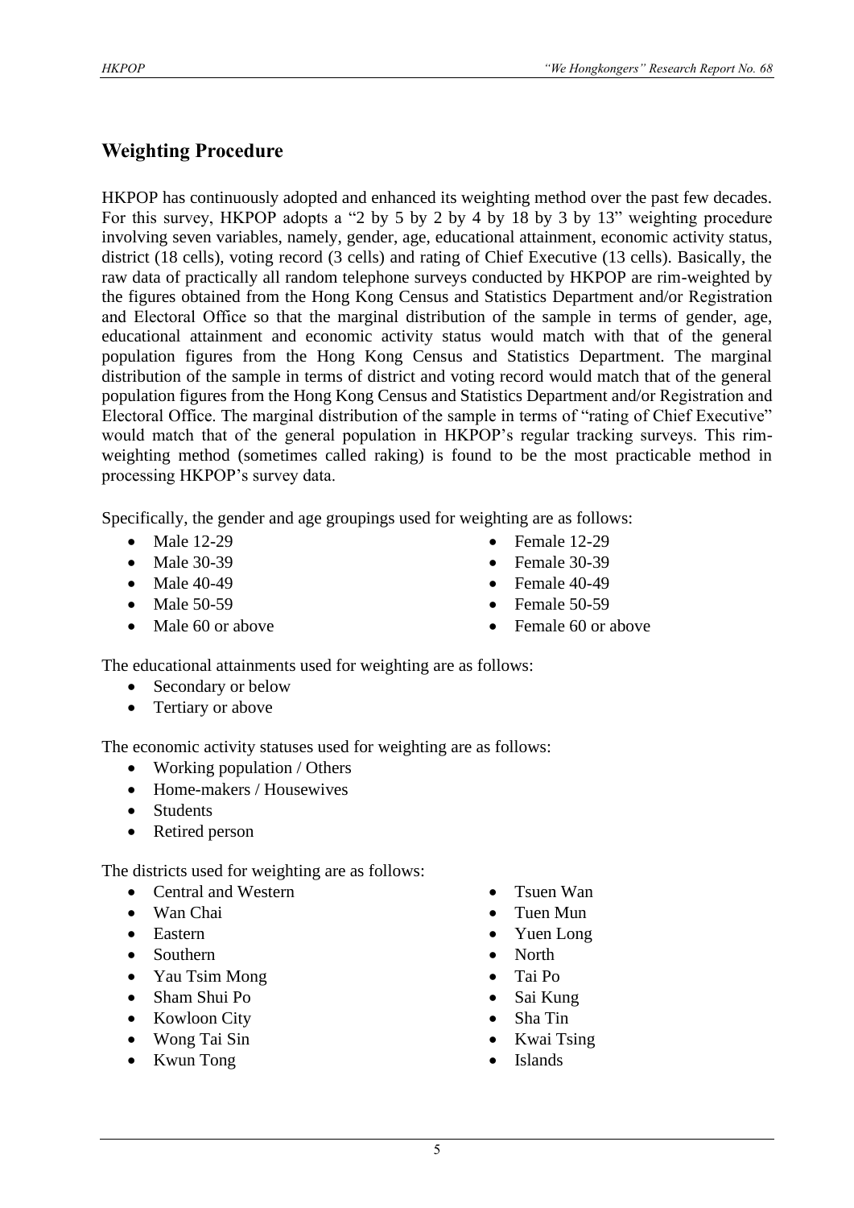## Weighting Procedure

HKPOP has continuously adopted and enhanced its weighting method over the past few decades. For this survey, HKPOP adopts a "2 by 5 by 2 by 4 by 18 by 3 by 13" weighting procedure involving seven variables, namely, gender, age, educational attainment, economic activity status, district (18 cells), voting record (3 cells) and rating of Chief Executive (13 cells). Basically, the raw data of practically all random telephone surveys conducted by HKPOP are rim-weighted by the figures obtained from the Hong Kong Census and Statistics Department and/or Registration and Electoral Office so that the marginal distribution of the sample in terms of gender, age, educational attainment and economic activity status would match with that of the general population figures from the Hong Kong Census and Statistics Department. The marginal distribution of the sample in terms of district and voting record would match that of the general population figures from the Hong Kong Census and Statistics Department and/or Registration and Electoral Office. The marginal distribution of the sample in terms of "rating of Chief Executive" would match that of the general population in HKPOP's regular tracking surveys. This rim-weighting method (sometimes called raking) is found to be the most practicable method in processing HKPOP's survey data.

Specifically, the gender and age groupings used for weighting are as follows:

- Male 12-29
- Male 30-39
- Male 40-49
- Male 50-59
- Male 60 or above
- Female 12-29
- Female 30-39
- Female 40-49
- Female 50-59
- Female 60 or above

The educational attainments used for weighting are as follows:

- Secondary or below
- Tertiary or above

The economic activity statuses used for weighting are as follows:

- Working population / Others
- Home-makers / Housewives
- Students
- Retired person

The districts used for weighting are as follows:

- Central and Western
- Wan Chai
- Eastern
- Southern
- Yau Tsim Mong
- Sham Shui Po
- Kowloon City
- Wong Tai Sin
- Kwun Tong
- Tsuen Wan
- Tuen Mun
- Yuen Long
- North
- Tai Po
- Sai Kung
- Sha Tin
- Kwai Tsing
- Islands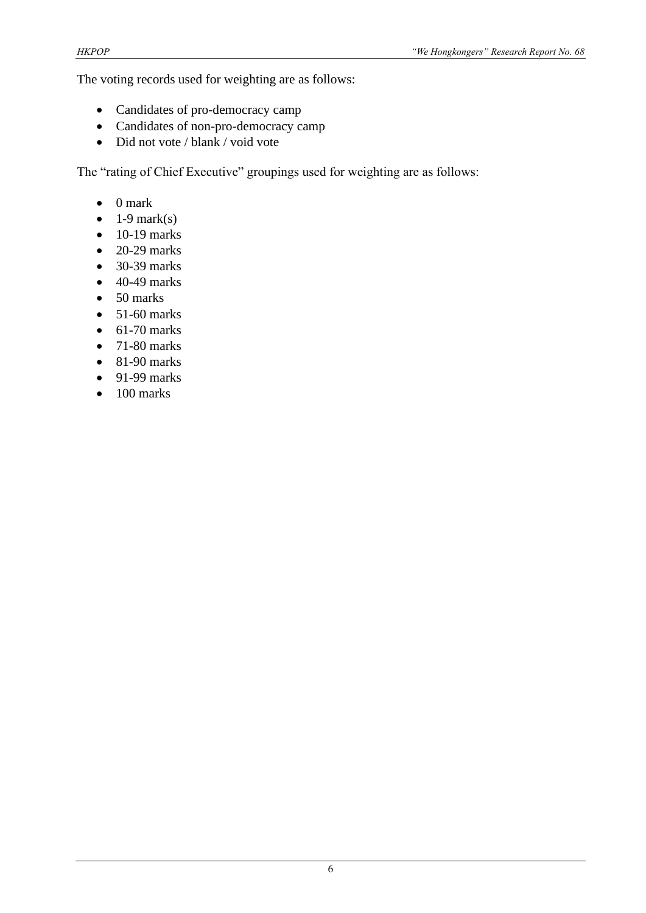The voting records used for weighting are as follows:

- Candidates of pro-democracy camp
- Candidates of non-pro-democracy camp
- Did not vote / blank / void vote

The "rating of Chief Executive" groupings used for weighting are as follows:

- 0 mark
- 1-9 mark(s)
- 10-19 marks
- 20-29 marks
- 30-39 marks
- 40-49 marks
- 50 marks
- 51-60 marks
- 61-70 marks
- 71-80 marks
- 81-90 marks
- 91-99 marks
- 100 marks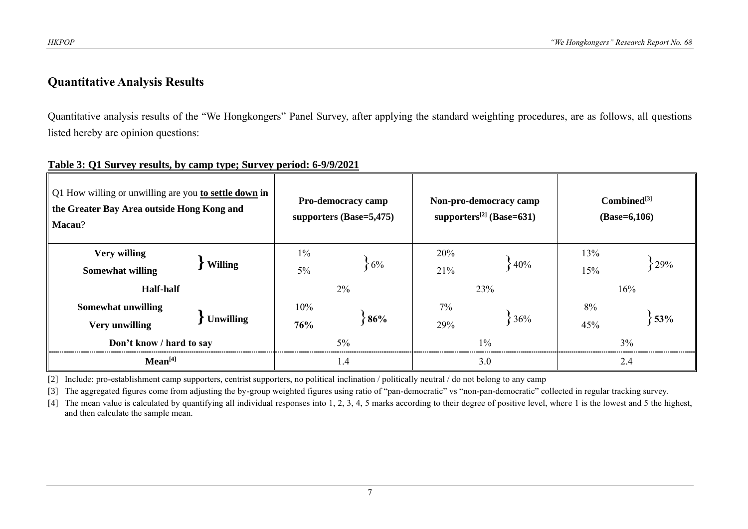## Quantitative Analysis Results

Quantitative analysis results of the "We Hongkongers" Panel Survey, after applying the standard weighting procedures, are as follows, all questions listed hereby are opinion questions:

**Table 3: Q1 Survey results, by camp type; Survey period: 6-9/9/2021**

| Q1 How willing or unwilling are you **to settle down in the Greater Bay Area outside Hong Kong and Macau**? | | Pro-democracy camp supporters (Base=5,475) | | Non-pro-democracy camp supporters[2] (Base=631) | | Combined[3] (Base=6,106) | |
|---|---|---|---|---|---|---|---|
| **Very willing** | **Willing** | 1% | 6% | 20% | 40% | 13% | 29% |
| **Somewhat willing** | | 5% | | 21% | | 15% | |
| **Half-half** | | 2% | | 23% | | 16% | |
| **Somewhat unwilling** | **Unwilling** | 10% | **86%** | 7% | 36% | 8% | **53%** |
| **Very unwilling** | | **76%** | | 29% | | 45% | |
| **Don't know / hard to say** | | 5% | | 1% | | 3% | |
| **Mean[4]** | | 1.4 | | 3.0 | | 2.4 | |

[2] Include: pro-establishment camp supporters, centrist supporters, no political inclination / politically neutral / do not belong to any camp

[3] The aggregated figures come from adjusting the by-group weighted figures using ratio of "pan-democratic" vs "non-pan-democratic" collected in regular tracking survey.

[4] The mean value is calculated by quantifying all individual responses into 1, 2, 3, 4, 5 marks according to their degree of positive level, where 1 is the lowest and 5 the highest, and then calculate the sample mean.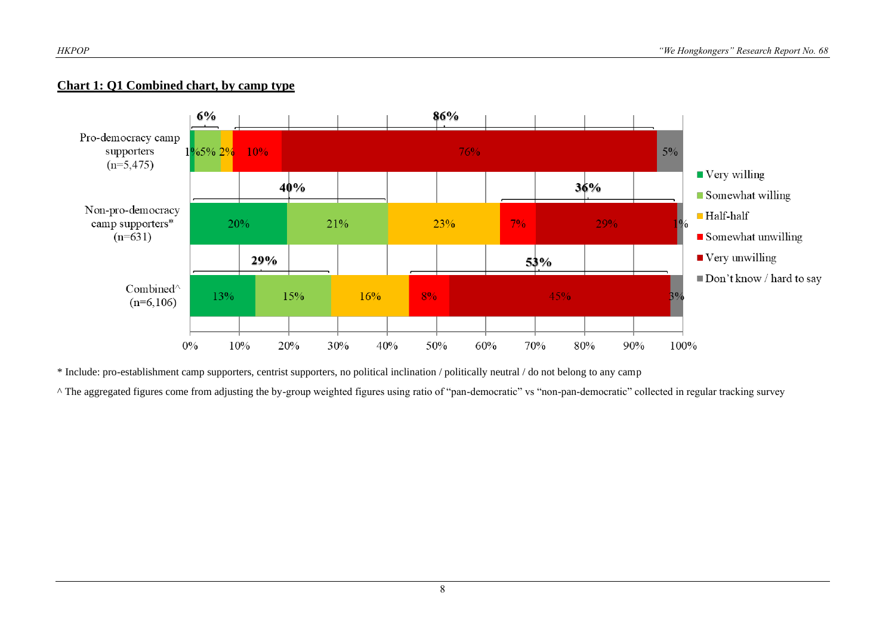**Chart 1: Q1 Combined chart, by camp type**

| | Very willing | Somewhat willing | Half-half | Somewhat unwilling | Very unwilling | Don't know / hard to say |
|---|---|---|---|---|---|---|
| Pro-democracy camp supporters (n=5,475) | 1% | 5% | 2% | 10% | 76% | 5% |
| Non-pro-democracy camp supporters* (n=631) | 20% | 21% | 23% | 7% | 29% | 1% |
| Combined^ (n=6,106) | 13% | 15% | 16% | 8% | 45% | 3% |

Bracketed totals shown on chart:
- Pro-democracy camp supporters: 6% (willing), 86% (unwilling)
- Non-pro-democracy camp supporters: 40% (willing), 36% (unwilling)
- Combined: 29% (willing), 53% (unwilling)

\* Include: pro-establishment camp supporters, centrist supporters, no political inclination / politically neutral / do not belong to any camp

^ The aggregated figures come from adjusting the by-group weighted figures using ratio of "pan-democratic" vs "non-pan-democratic" collected in regular tracking survey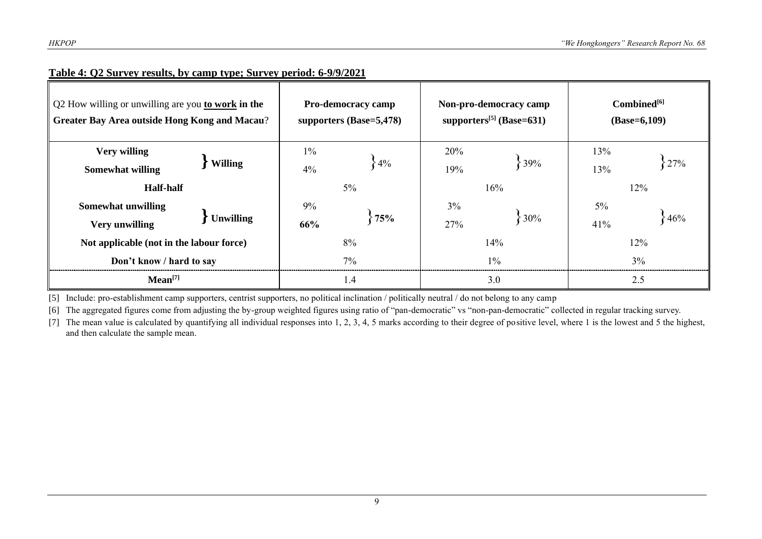**Table 4: Q2 Survey results, by camp type; Survey period: 6-9/9/2021**

| Q2 How willing or unwilling are you **to work** in the **Greater Bay Area outside Hong Kong and Macau**? | | Pro-democracy camp supporters (Base=5,478) | | Non-pro-democracy camp supporters[5] (Base=631) | | Combined[6] (Base=6,109) | |
|---|---|---|---|---|---|---|---|
| **Very willing** | **Willing** | 1% | 4% | 20% | 39% | 13% | 27% |
| **Somewhat willing** | | 4% | | 19% | | 13% | |
| **Half-half** | | 5% | | 16% | | 12% | |
| **Somewhat unwilling** | **Unwilling** | 9% | **75%** | 3% | 30% | 5% | 46% |
| **Very unwilling** | | **66%** | | 27% | | 41% | |
| **Not applicable (not in the labour force)** | | 8% | | 14% | | 12% | |
| **Don't know / hard to say** | | 7% | | 1% | | 3% | |
| **Mean[7]** | | 1.4 | | 3.0 | | 2.5 | |

[5] Include: pro-establishment camp supporters, centrist supporters, no political inclination / politically neutral / do not belong to any camp

[6] The aggregated figures come from adjusting the by-group weighted figures using ratio of "pan-democratic" vs "non-pan-democratic" collected in regular tracking survey.

[7] The mean value is calculated by quantifying all individual responses into 1, 2, 3, 4, 5 marks according to their degree of positive level, where 1 is the lowest and 5 the highest, and then calculate the sample mean.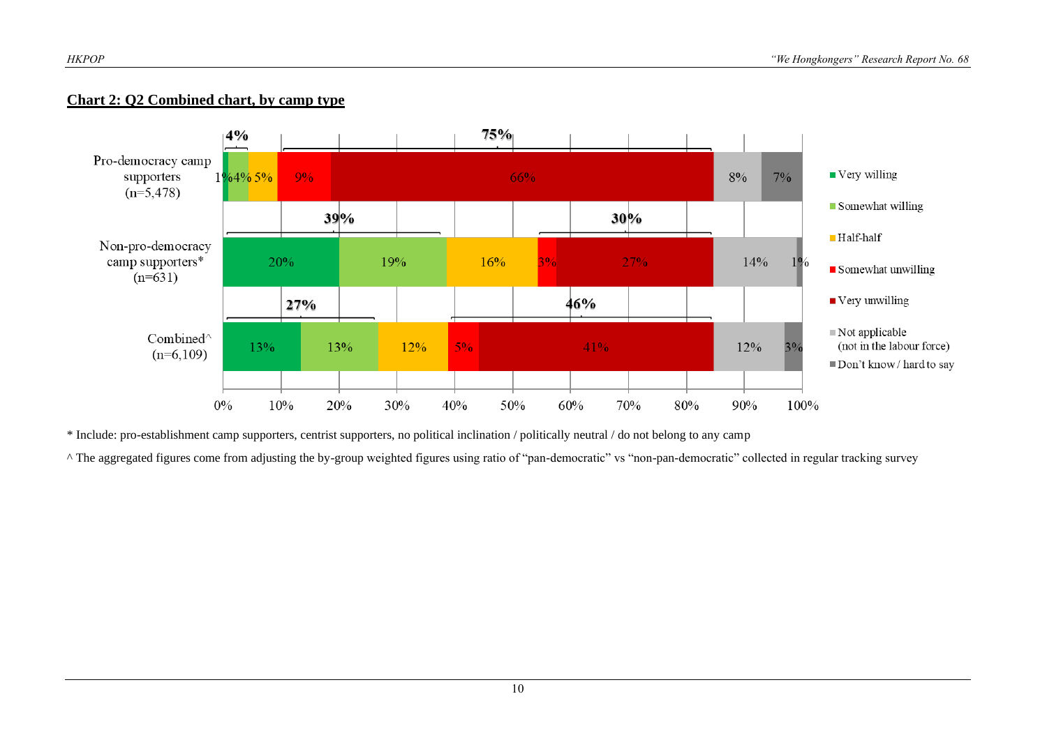**Chart 2: Q2 Combined chart, by camp type**

| | Very willing | Somewhat willing | Half-half | Somewhat unwilling | Very unwilling | Not applicable (not in the labour force) | Don't know / hard to say |
|---|---|---|---|---|---|---|---|
| Pro-democracy camp supporters (n=5,478) | 1% | 4% | 5% | 9% | 66% | 8% | 7% |
| Non-pro-democracy camp supporters* (n=631) | 20% | 19% | 16% | 3% | 27% | 14% | 1% |
| Combined^ (n=6,109) | 13% | 13% | 12% | 5% | 41% | 12% | 3% |

Bracketed totals: Pro-democracy camp supporters: 4% (willing), 75% (unwilling); Non-pro-democracy camp supporters: 39% (willing), 30% (unwilling); Combined: 27% (willing), 46% (unwilling).

\* Include: pro-establishment camp supporters, centrist supporters, no political inclination / politically neutral / do not belong to any camp

^ The aggregated figures come from adjusting the by-group weighted figures using ratio of "pan-democratic" vs "non-pan-democratic" collected in regular tracking survey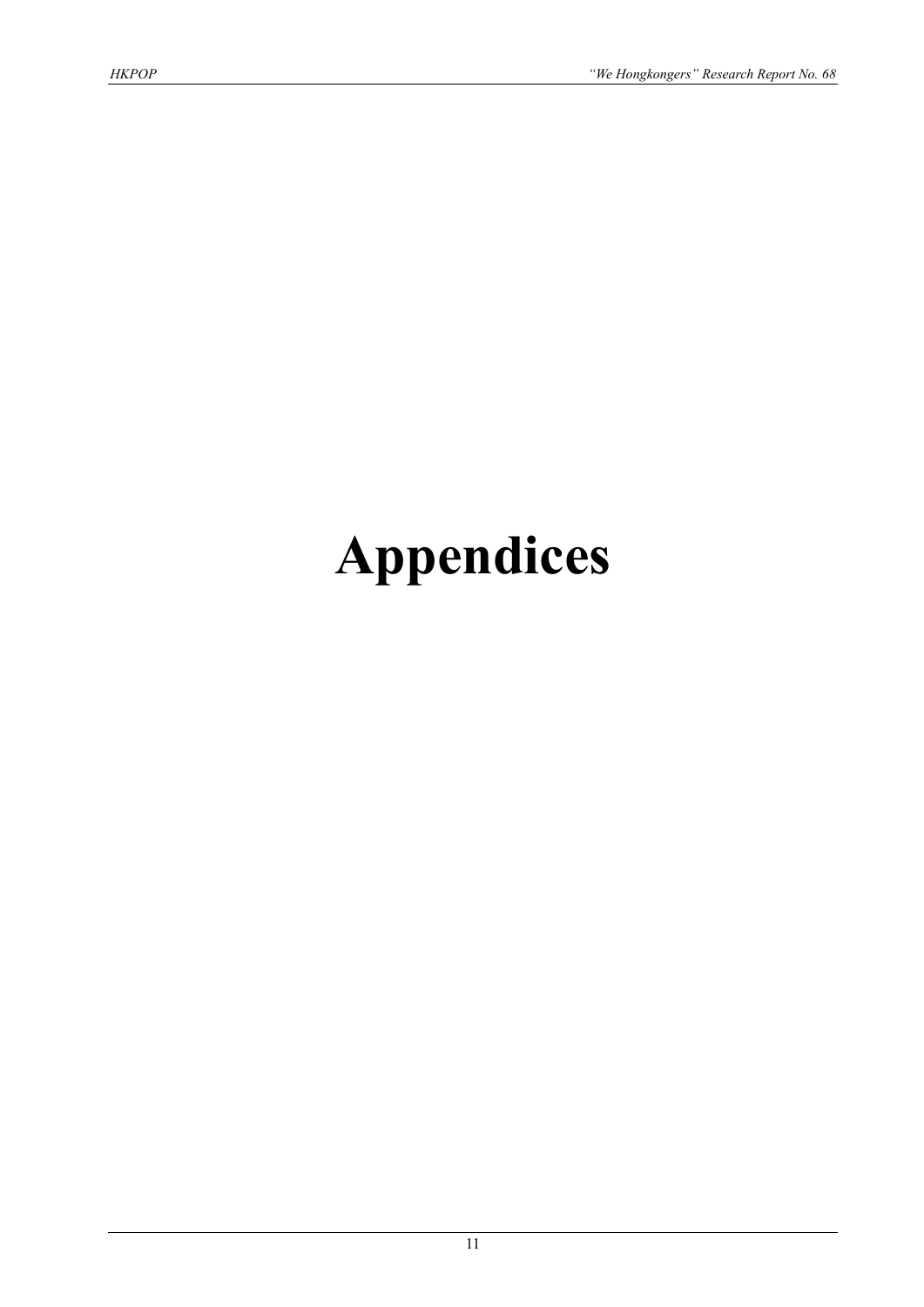# Appendices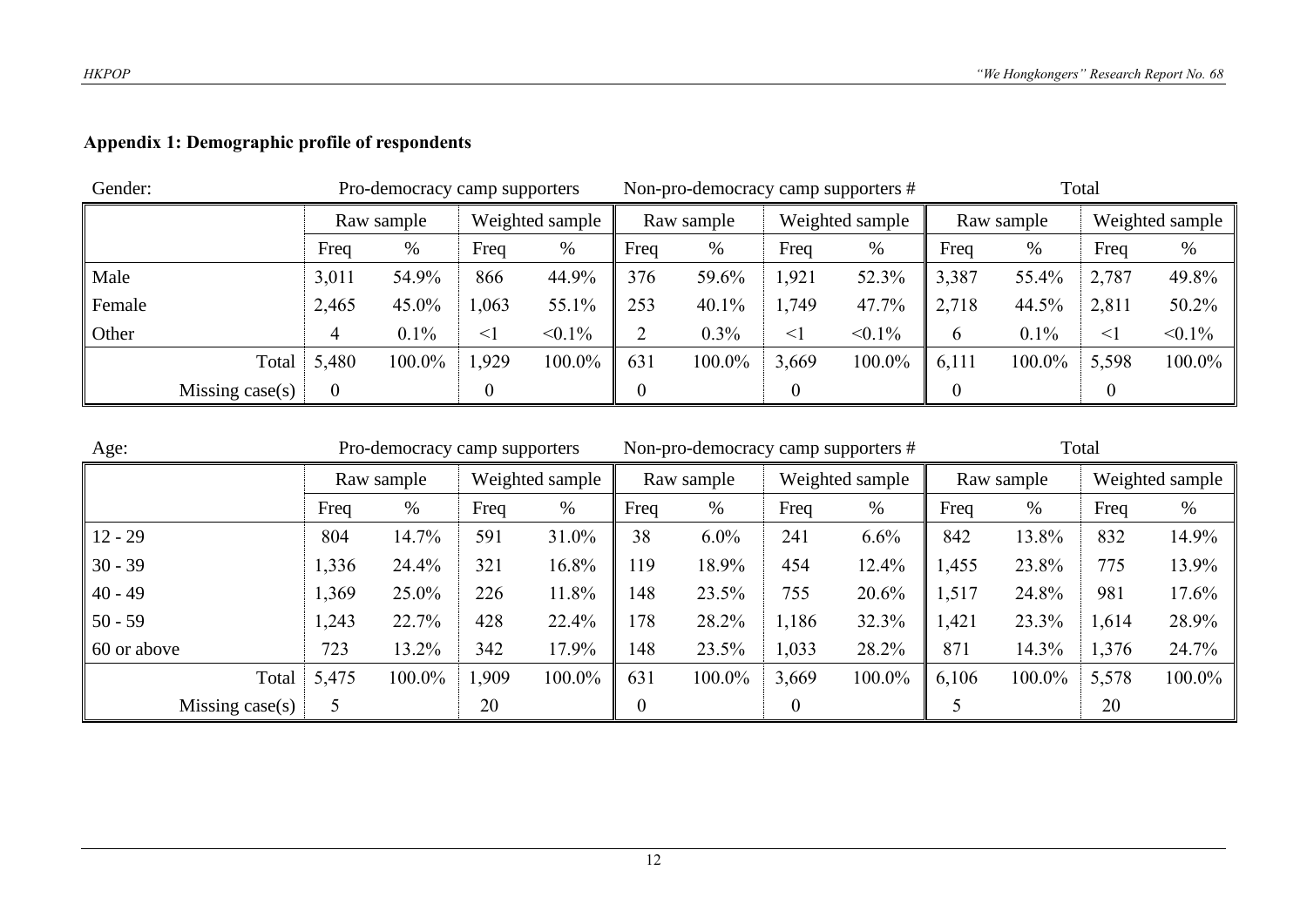## Appendix 1: Demographic profile of respondents

Gender:

| | Pro-democracy camp supporters | | | | Non-pro-democracy camp supporters # | | | | Total | | | |
|---|---|---|---|---|---|---|---|---|---|---|---|---|
| | Raw sample | | Weighted sample | | Raw sample | | Weighted sample | | Raw sample | | Weighted sample | |
| | Freq | % | Freq | % | Freq | % | Freq | % | Freq | % | Freq | % |
| Male | 3,011 | 54.9% | 866 | 44.9% | 376 | 59.6% | 1,921 | 52.3% | 3,387 | 55.4% | 2,787 | 49.8% |
| Female | 2,465 | 45.0% | 1,063 | 55.1% | 253 | 40.1% | 1,749 | 47.7% | 2,718 | 44.5% | 2,811 | 50.2% |
| Other | 4 | 0.1% | <1 | <0.1% | 2 | 0.3% | <1 | <0.1% | 6 | 0.1% | <1 | <0.1% |
| Total | 5,480 | 100.0% | 1,929 | 100.0% | 631 | 100.0% | 3,669 | 100.0% | 6,111 | 100.0% | 5,598 | 100.0% |
| Missing case(s) | 0 | | 0 | | 0 | | 0 | | 0 | | 0 | |

Age:

| | Pro-democracy camp supporters | | | | Non-pro-democracy camp supporters # | | | | Total | | | |
|---|---|---|---|---|---|---|---|---|---|---|---|---|
| | Raw sample | | Weighted sample | | Raw sample | | Weighted sample | | Raw sample | | Weighted sample | |
| | Freq | % | Freq | % | Freq | % | Freq | % | Freq | % | Freq | % |
| 12 - 29 | 804 | 14.7% | 591 | 31.0% | 38 | 6.0% | 241 | 6.6% | 842 | 13.8% | 832 | 14.9% |
| 30 - 39 | 1,336 | 24.4% | 321 | 16.8% | 119 | 18.9% | 454 | 12.4% | 1,455 | 23.8% | 775 | 13.9% |
| 40 - 49 | 1,369 | 25.0% | 226 | 11.8% | 148 | 23.5% | 755 | 20.6% | 1,517 | 24.8% | 981 | 17.6% |
| 50 - 59 | 1,243 | 22.7% | 428 | 22.4% | 178 | 28.2% | 1,186 | 32.3% | 1,421 | 23.3% | 1,614 | 28.9% |
| 60 or above | 723 | 13.2% | 342 | 17.9% | 148 | 23.5% | 1,033 | 28.2% | 871 | 14.3% | 1,376 | 24.7% |
| Total | 5,475 | 100.0% | 1,909 | 100.0% | 631 | 100.0% | 3,669 | 100.0% | 6,106 | 100.0% | 5,578 | 100.0% |
| Missing case(s) | 5 | | 20 | | 0 | | 0 | | 5 | | 20 | |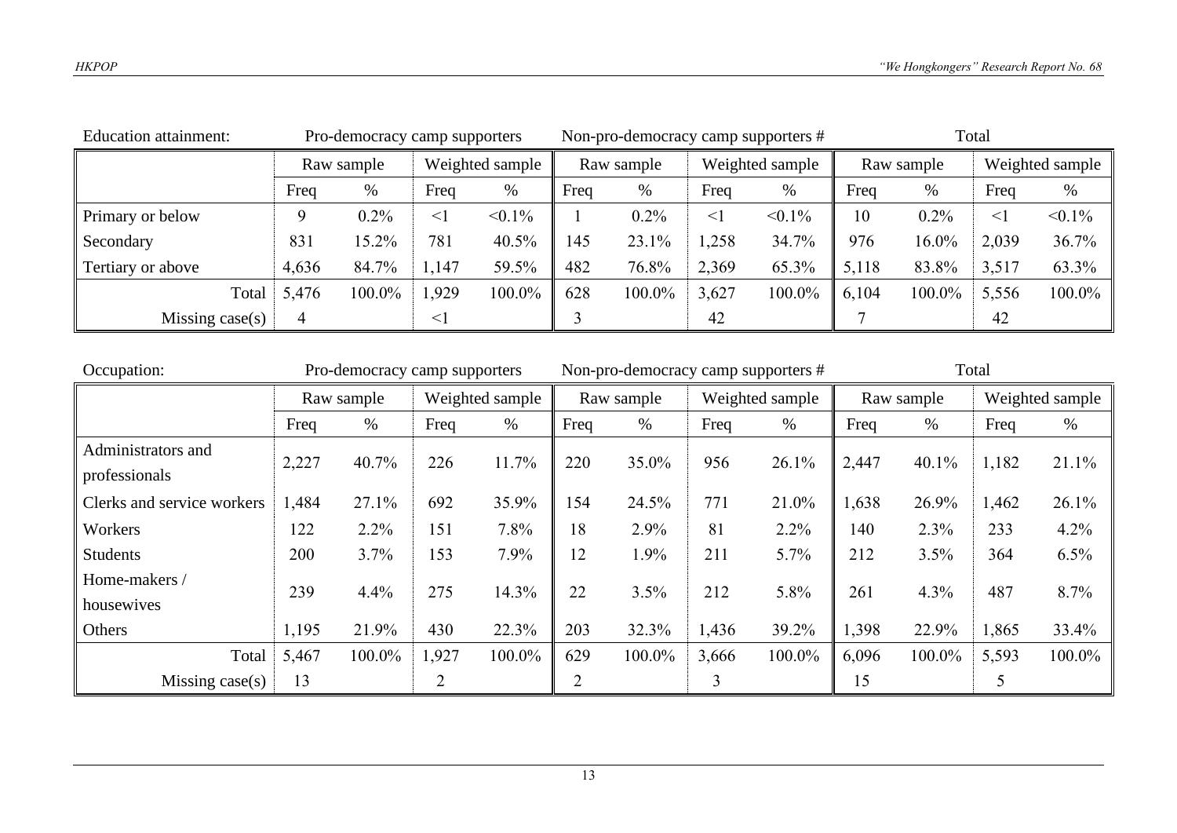Education attainment:

| | Pro-democracy camp supporters | | | | Non-pro-democracy camp supporters # | | | | Total | | | |
|---|---|---|---|---|---|---|---|---|---|---|---|---|
| | Raw sample | | Weighted sample | | Raw sample | | Weighted sample | | Raw sample | | Weighted sample | |
| | Freq | % | Freq | % | Freq | % | Freq | % | Freq | % | Freq | % |
| Primary or below | 9 | 0.2% | <1 | <0.1% | 1 | 0.2% | <1 | <0.1% | 10 | 0.2% | <1 | <0.1% |
| Secondary | 831 | 15.2% | 781 | 40.5% | 145 | 23.1% | 1,258 | 34.7% | 976 | 16.0% | 2,039 | 36.7% |
| Tertiary or above | 4,636 | 84.7% | 1,147 | 59.5% | 482 | 76.8% | 2,369 | 65.3% | 5,118 | 83.8% | 3,517 | 63.3% |
| Total | 5,476 | 100.0% | 1,929 | 100.0% | 628 | 100.0% | 3,627 | 100.0% | 6,104 | 100.0% | 5,556 | 100.0% |
| Missing case(s) | 4 | | <1 | | 3 | | 42 | | 7 | | 42 | |

Occupation:

| | Pro-democracy camp supporters | | | | Non-pro-democracy camp supporters # | | | | Total | | | |
|---|---|---|---|---|---|---|---|---|---|---|---|---|
| | Raw sample | | Weighted sample | | Raw sample | | Weighted sample | | Raw sample | | Weighted sample | |
| | Freq | % | Freq | % | Freq | % | Freq | % | Freq | % | Freq | % |
| Administrators and professionals | 2,227 | 40.7% | 226 | 11.7% | 220 | 35.0% | 956 | 26.1% | 2,447 | 40.1% | 1,182 | 21.1% |
| Clerks and service workers | 1,484 | 27.1% | 692 | 35.9% | 154 | 24.5% | 771 | 21.0% | 1,638 | 26.9% | 1,462 | 26.1% |
| Workers | 122 | 2.2% | 151 | 7.8% | 18 | 2.9% | 81 | 2.2% | 140 | 2.3% | 233 | 4.2% |
| Students | 200 | 3.7% | 153 | 7.9% | 12 | 1.9% | 211 | 5.7% | 212 | 3.5% | 364 | 6.5% |
| Home-makers / housewives | 239 | 4.4% | 275 | 14.3% | 22 | 3.5% | 212 | 5.8% | 261 | 4.3% | 487 | 8.7% |
| Others | 1,195 | 21.9% | 430 | 22.3% | 203 | 32.3% | 1,436 | 39.2% | 1,398 | 22.9% | 1,865 | 33.4% |
| Total | 5,467 | 100.0% | 1,927 | 100.0% | 629 | 100.0% | 3,666 | 100.0% | 6,096 | 100.0% | 5,593 | 100.0% |
| Missing case(s) | 13 | | 2 | | 2 | | 3 | | 15 | | 5 | |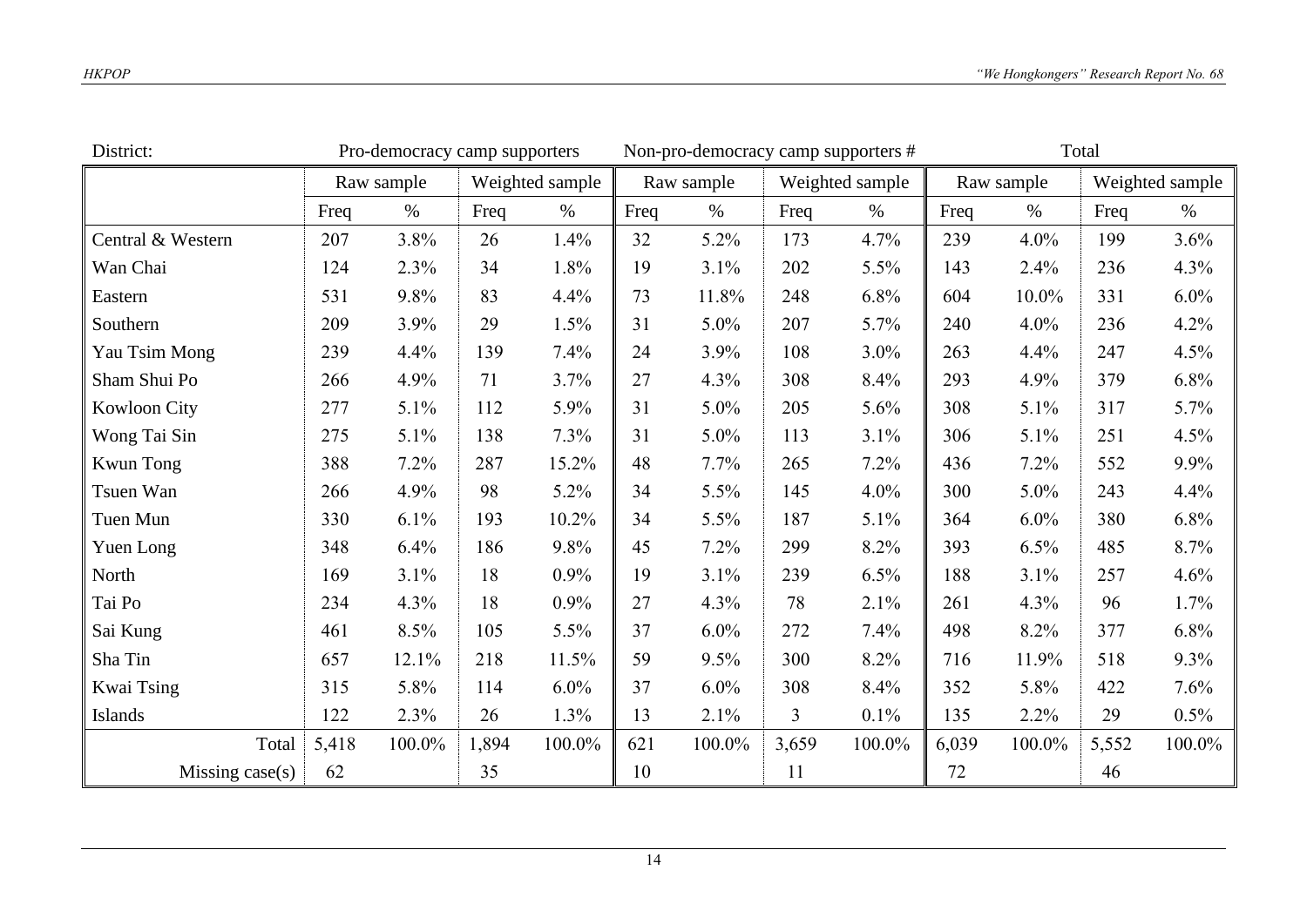| District: | Pro-democracy camp supporters | | | | Non-pro-democracy camp supporters # | | | | Total | | | |
|---|---|---|---|---|---|---|---|---|---|---|---|---|
| | Raw sample | | Weighted sample | | Raw sample | | Weighted sample | | Raw sample | | Weighted sample | |
| | Freq | % | Freq | % | Freq | % | Freq | % | Freq | % | Freq | % |
| Central & Western | 207 | 3.8% | 26 | 1.4% | 32 | 5.2% | 173 | 4.7% | 239 | 4.0% | 199 | 3.6% |
| Wan Chai | 124 | 2.3% | 34 | 1.8% | 19 | 3.1% | 202 | 5.5% | 143 | 2.4% | 236 | 4.3% |
| Eastern | 531 | 9.8% | 83 | 4.4% | 73 | 11.8% | 248 | 6.8% | 604 | 10.0% | 331 | 6.0% |
| Southern | 209 | 3.9% | 29 | 1.5% | 31 | 5.0% | 207 | 5.7% | 240 | 4.0% | 236 | 4.2% |
| Yau Tsim Mong | 239 | 4.4% | 139 | 7.4% | 24 | 3.9% | 108 | 3.0% | 263 | 4.4% | 247 | 4.5% |
| Sham Shui Po | 266 | 4.9% | 71 | 3.7% | 27 | 4.3% | 308 | 8.4% | 293 | 4.9% | 379 | 6.8% |
| Kowloon City | 277 | 5.1% | 112 | 5.9% | 31 | 5.0% | 205 | 5.6% | 308 | 5.1% | 317 | 5.7% |
| Wong Tai Sin | 275 | 5.1% | 138 | 7.3% | 31 | 5.0% | 113 | 3.1% | 306 | 5.1% | 251 | 4.5% |
| Kwun Tong | 388 | 7.2% | 287 | 15.2% | 48 | 7.7% | 265 | 7.2% | 436 | 7.2% | 552 | 9.9% |
| Tsuen Wan | 266 | 4.9% | 98 | 5.2% | 34 | 5.5% | 145 | 4.0% | 300 | 5.0% | 243 | 4.4% |
| Tuen Mun | 330 | 6.1% | 193 | 10.2% | 34 | 5.5% | 187 | 5.1% | 364 | 6.0% | 380 | 6.8% |
| Yuen Long | 348 | 6.4% | 186 | 9.8% | 45 | 7.2% | 299 | 8.2% | 393 | 6.5% | 485 | 8.7% |
| North | 169 | 3.1% | 18 | 0.9% | 19 | 3.1% | 239 | 6.5% | 188 | 3.1% | 257 | 4.6% |
| Tai Po | 234 | 4.3% | 18 | 0.9% | 27 | 4.3% | 78 | 2.1% | 261 | 4.3% | 96 | 1.7% |
| Sai Kung | 461 | 8.5% | 105 | 5.5% | 37 | 6.0% | 272 | 7.4% | 498 | 8.2% | 377 | 6.8% |
| Sha Tin | 657 | 12.1% | 218 | 11.5% | 59 | 9.5% | 300 | 8.2% | 716 | 11.9% | 518 | 9.3% |
| Kwai Tsing | 315 | 5.8% | 114 | 6.0% | 37 | 6.0% | 308 | 8.4% | 352 | 5.8% | 422 | 7.6% |
| Islands | 122 | 2.3% | 26 | 1.3% | 13 | 2.1% | 3 | 0.1% | 135 | 2.2% | 29 | 0.5% |
| Total | 5,418 | 100.0% | 1,894 | 100.0% | 621 | 100.0% | 3,659 | 100.0% | 6,039 | 100.0% | 5,552 | 100.0% |
| Missing case(s) | 62 | | 35 | | 10 | | 11 | | 72 | | 46 | |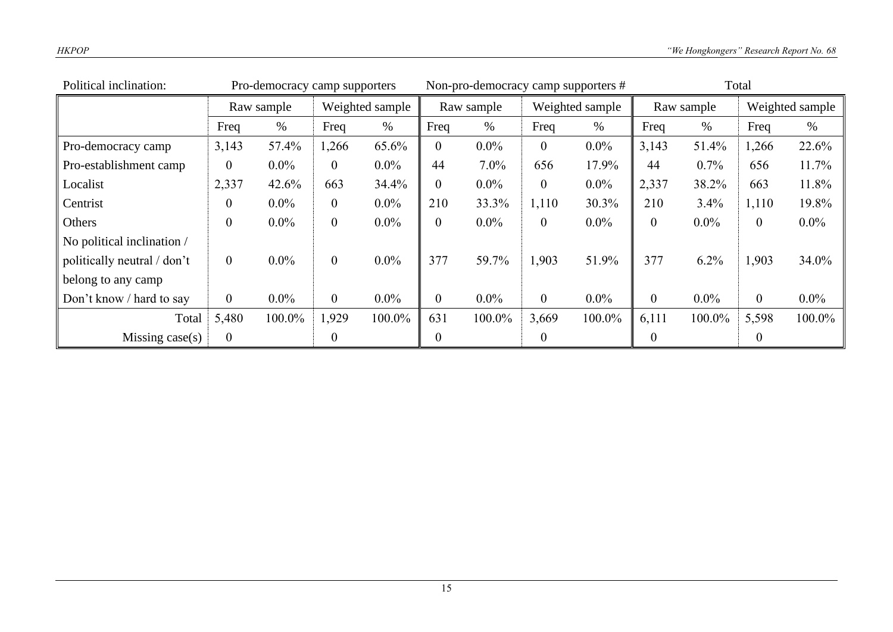| Political inclination: | Pro-democracy camp supporters | | | | Non-pro-democracy camp supporters # | | | | Total | | | |
|---|---|---|---|---|---|---|---|---|---|---|---|---|
| | Raw sample | | Weighted sample | | Raw sample | | Weighted sample | | Raw sample | | Weighted sample | |
| | Freq | % | Freq | % | Freq | % | Freq | % | Freq | % | Freq | % |
| Pro-democracy camp | 3,143 | 57.4% | 1,266 | 65.6% | 0 | 0.0% | 0 | 0.0% | 3,143 | 51.4% | 1,266 | 22.6% |
| Pro-establishment camp | 0 | 0.0% | 0 | 0.0% | 44 | 7.0% | 656 | 17.9% | 44 | 0.7% | 656 | 11.7% |
| Localist | 2,337 | 42.6% | 663 | 34.4% | 0 | 0.0% | 0 | 0.0% | 2,337 | 38.2% | 663 | 11.8% |
| Centrist | 0 | 0.0% | 0 | 0.0% | 210 | 33.3% | 1,110 | 30.3% | 210 | 3.4% | 1,110 | 19.8% |
| Others | 0 | 0.0% | 0 | 0.0% | 0 | 0.0% | 0 | 0.0% | 0 | 0.0% | 0 | 0.0% |
| No political inclination / politically neutral / don't belong to any camp | 0 | 0.0% | 0 | 0.0% | 377 | 59.7% | 1,903 | 51.9% | 377 | 6.2% | 1,903 | 34.0% |
| Don't know / hard to say | 0 | 0.0% | 0 | 0.0% | 0 | 0.0% | 0 | 0.0% | 0 | 0.0% | 0 | 0.0% |
| Total | 5,480 | 100.0% | 1,929 | 100.0% | 631 | 100.0% | 3,669 | 100.0% | 6,111 | 100.0% | 5,598 | 100.0% |
| Missing case(s) | 0 | | 0 | | 0 | | 0 | | 0 | | 0 | |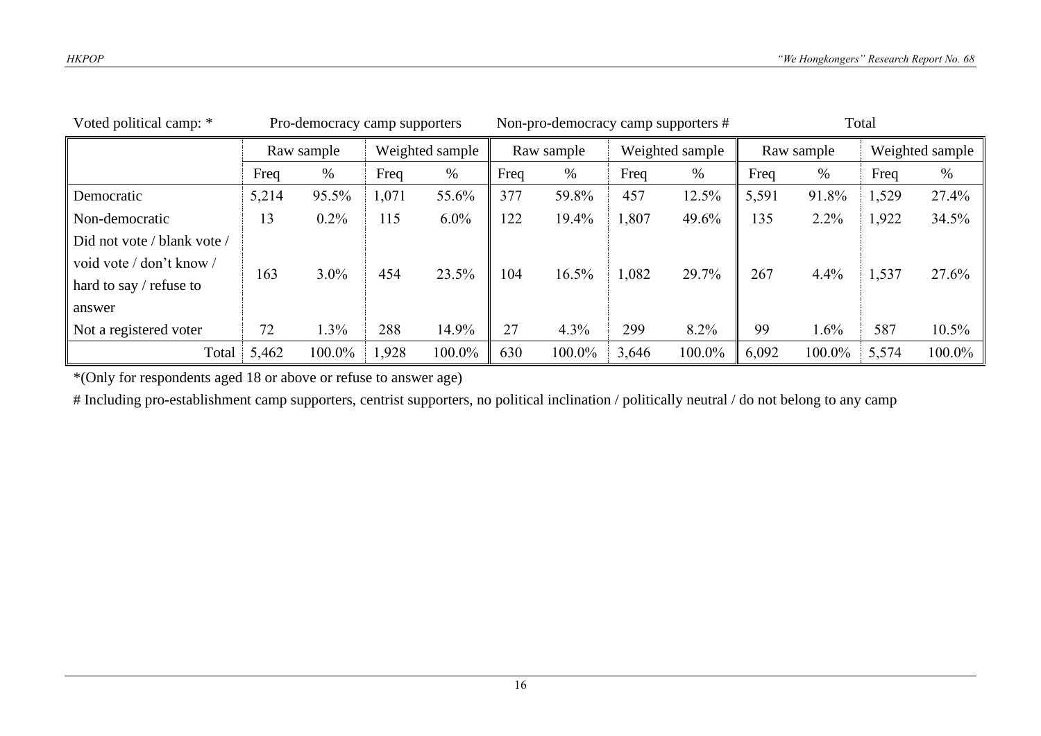| Voted political camp: * | Pro-democracy camp supporters | | | | Non-pro-democracy camp supporters # | | | | Total | | | |
|---|---|---|---|---|---|---|---|---|---|---|---|---|
| | Raw sample | | Weighted sample | | Raw sample | | Weighted sample | | Raw sample | | Weighted sample | |
| | Freq | % | Freq | % | Freq | % | Freq | % | Freq | % | Freq | % |
| Democratic | 5,214 | 95.5% | 1,071 | 55.6% | 377 | 59.8% | 457 | 12.5% | 5,591 | 91.8% | 1,529 | 27.4% |
| Non-democratic | 13 | 0.2% | 115 | 6.0% | 122 | 19.4% | 1,807 | 49.6% | 135 | 2.2% | 1,922 | 34.5% |
| Did not vote / blank vote / void vote / don't know / hard to say / refuse to answer | 163 | 3.0% | 454 | 23.5% | 104 | 16.5% | 1,082 | 29.7% | 267 | 4.4% | 1,537 | 27.6% |
| Not a registered voter | 72 | 1.3% | 288 | 14.9% | 27 | 4.3% | 299 | 8.2% | 99 | 1.6% | 587 | 10.5% |
| Total | 5,462 | 100.0% | 1,928 | 100.0% | 630 | 100.0% | 3,646 | 100.0% | 6,092 | 100.0% | 5,574 | 100.0% |

*(Only for respondents aged 18 or above or refuse to answer age)

# Including pro-establishment camp supporters, centrist supporters, no political inclination / politically neutral / do not belong to any camp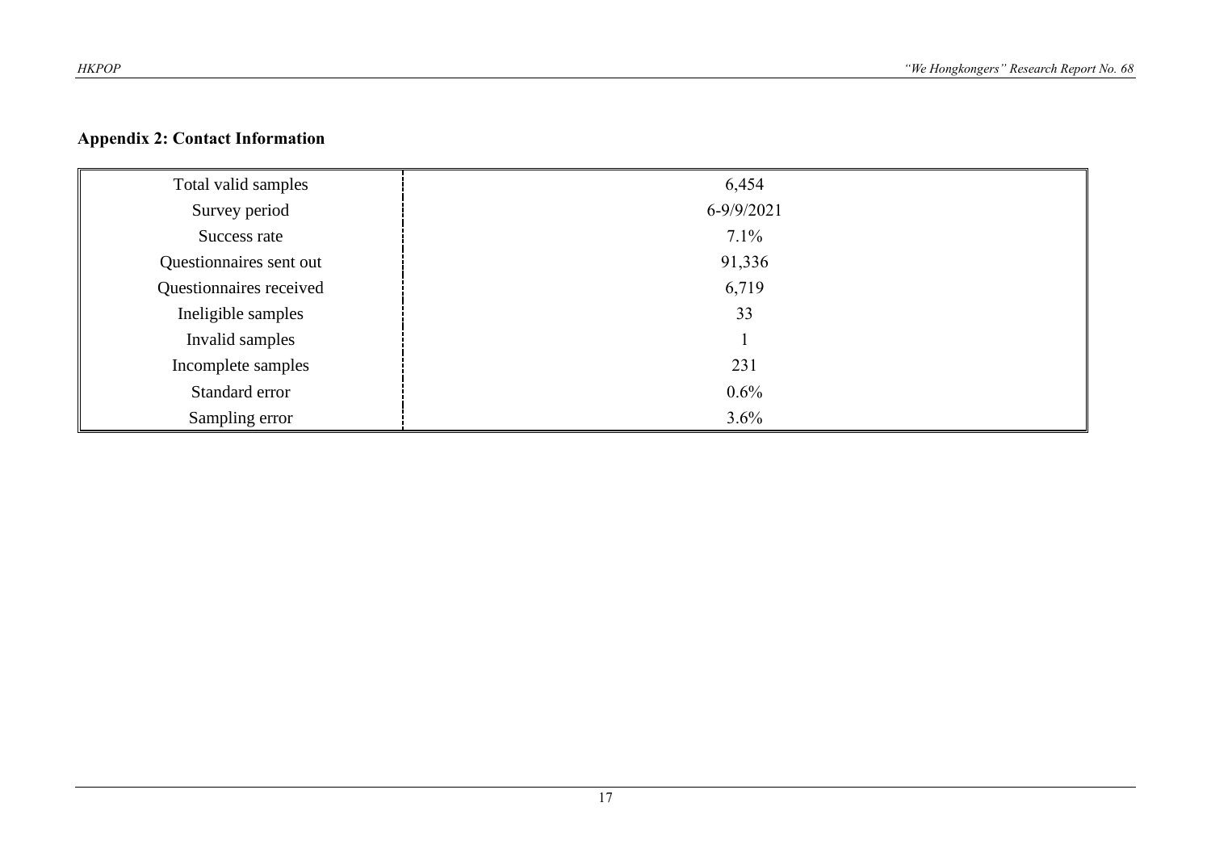## Appendix 2: Contact Information

| | |
|---|---|
| Total valid samples | 6,454 |
| Survey period | 6-9/9/2021 |
| Success rate | 7.1% |
| Questionnaires sent out | 91,336 |
| Questionnaires received | 6,719 |
| Ineligible samples | 33 |
| Invalid samples | 1 |
| Incomplete samples | 231 |
| Standard error | 0.6% |
| Sampling error | 3.6% |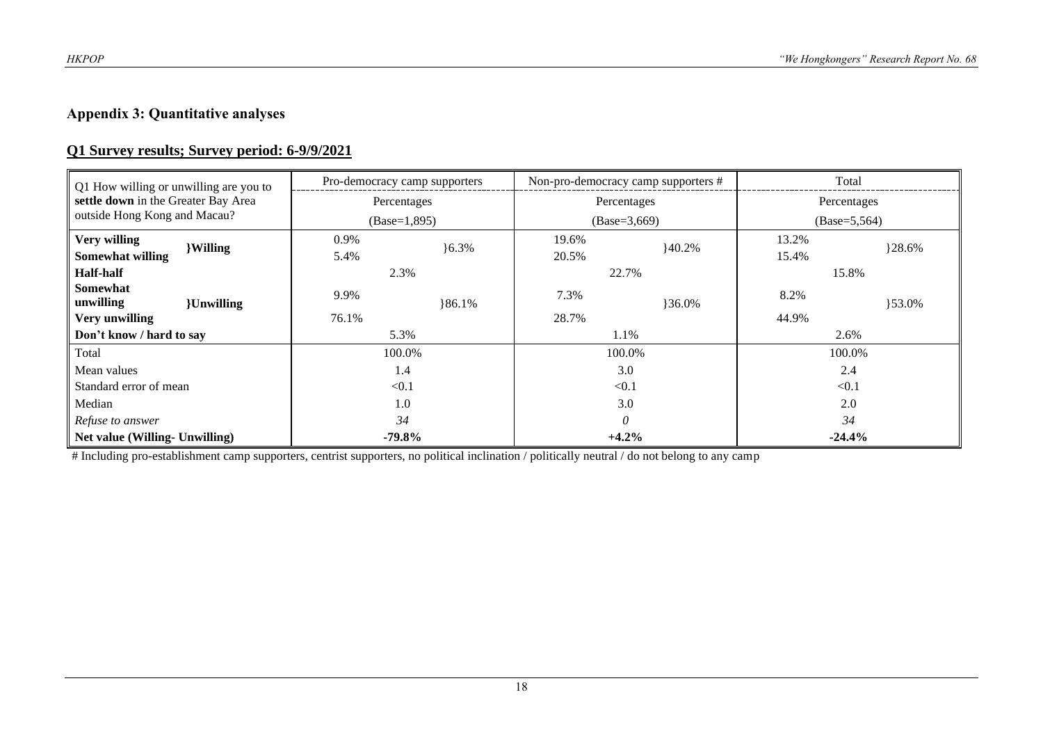## Appendix 3: Quantitative analyses

### Q1 Survey results; Survey period: 6-9/9/2021

| Q1 How willing or unwilling are you to **settle down** in the Greater Bay Area outside Hong Kong and Macau? | | Pro-democracy camp supporters | | Non-pro-democracy camp supporters # | | Total | |
|---|---|---|---|---|---|---|---|
| | | Percentages (Base=1,895) | | Percentages (Base=3,669) | | Percentages (Base=5,564) | |
| **Very willing** | **}Willing** | 0.9% | }6.3% | 19.6% | }40.2% | 13.2% | }28.6% |
| **Somewhat willing** | | 5.4% | | 20.5% | | 15.4% | |
| **Half-half** | | 2.3% | | 22.7% | | 15.8% | |
| **Somewhat unwilling** | **}Unwilling** | 9.9% | }86.1% | 7.3% | }36.0% | 8.2% | }53.0% |
| **Very unwilling** | | 76.1% | | 28.7% | | 44.9% | |
| **Don't know / hard to say** | | 5.3% | | 1.1% | | 2.6% | |
| Total | | 100.0% | | 100.0% | | 100.0% | |
| Mean values | | 1.4 | | 3.0 | | 2.4 | |
| Standard error of mean | | <0.1 | | <0.1 | | <0.1 | |
| Median | | 1.0 | | 3.0 | | 2.0 | |
| *Refuse to answer* | | *34* | | *0* | | *34* | |
| **Net value (Willing- Unwilling)** | | **-79.8%** | | **+4.2%** | | **-24.4%** | |

# Including pro-establishment camp supporters, centrist supporters, no political inclination / politically neutral / do not belong to any camp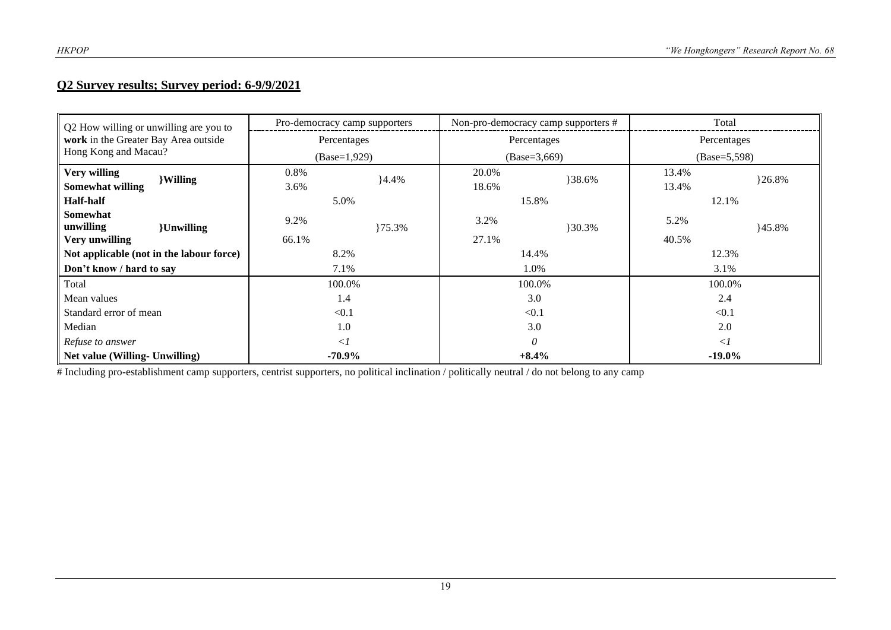## Q2 Survey results; Survey period: 6-9/9/2021

| Q2 How willing or unwilling are you to **work** in the Greater Bay Area outside Hong Kong and Macau? | | Pro-democracy camp supporters | | Non-pro-democracy camp supporters # | | Total | |
|---|---|---|---|---|---|---|---|
| | | Percentages (Base=1,929) | | Percentages (Base=3,669) | | Percentages (Base=5,598) | |
| **Very willing** | **}Willing** | 0.8% | }4.4% | 20.0% | }38.6% | 13.4% | }26.8% |
| **Somewhat willing** | | 3.6% | | 18.6% | | 13.4% | |
| **Half-half** | | 5.0% | | 15.8% | | 12.1% | |
| **Somewhat unwilling** | **}Unwilling** | 9.2% | }75.3% | 3.2% | }30.3% | 5.2% | }45.8% |
| **Very unwilling** | | 66.1% | | 27.1% | | 40.5% | |
| **Not applicable (not in the labour force)** | | 8.2% | | 14.4% | | 12.3% | |
| **Don't know / hard to say** | | 7.1% | | 1.0% | | 3.1% | |
| Total | | 100.0% | | 100.0% | | 100.0% | |
| Mean values | | 1.4 | | 3.0 | | 2.4 | |
| Standard error of mean | | <0.1 | | <0.1 | | <0.1 | |
| Median | | 1.0 | | 3.0 | | 2.0 | |
| *Refuse to answer* | | *<1* | | *0* | | *<1* | |
| **Net value (Willing- Unwilling)** | | **-70.9%** | | **+8.4%** | | **-19.0%** | |

# Including pro-establishment camp supporters, centrist supporters, no political inclination / politically neutral / do not belong to any camp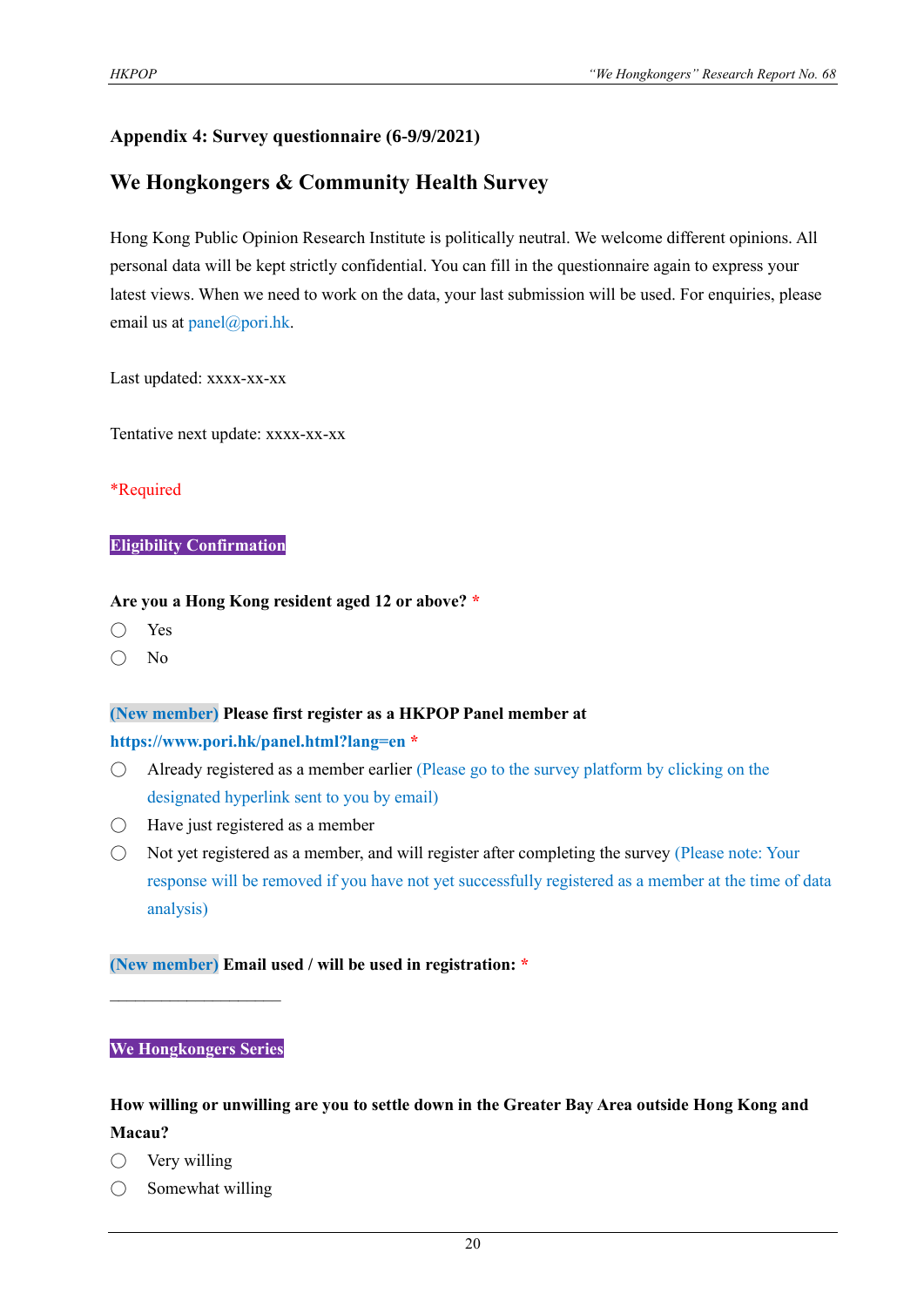## Appendix 4: Survey questionnaire (6-9/9/2021)

## We Hongkongers & Community Health Survey

Hong Kong Public Opinion Research Institute is politically neutral. We welcome different opinions. All personal data will be kept strictly confidential. You can fill in the questionnaire again to express your latest views. When we need to work on the data, your last submission will be used. For enquiries, please email us at panel@pori.hk.

Last updated: xxxx-xx-xx

Tentative next update: xxxx-xx-xx

*Required

**Eligibility Confirmation**

**Are you a Hong Kong resident aged 12 or above?** *

- ◯ Yes
- ◯ No

(New member) **Please first register as a HKPOP Panel member at https://www.pori.hk/panel.html?lang=en** *

- ◯ Already registered as a member earlier (Please go to the survey platform by clicking on the designated hyperlink sent to you by email)
- ◯ Have just registered as a member
- ◯ Not yet registered as a member, and will register after completing the survey (Please note: Your response will be removed if you have not yet successfully registered as a member at the time of data analysis)

(New member) **Email used / will be used in registration:** *

____________________

**We Hongkongers Series**

**How willing or unwilling are you to settle down in the Greater Bay Area outside Hong Kong and Macau?**

- ◯ Very willing
- ◯ Somewhat willing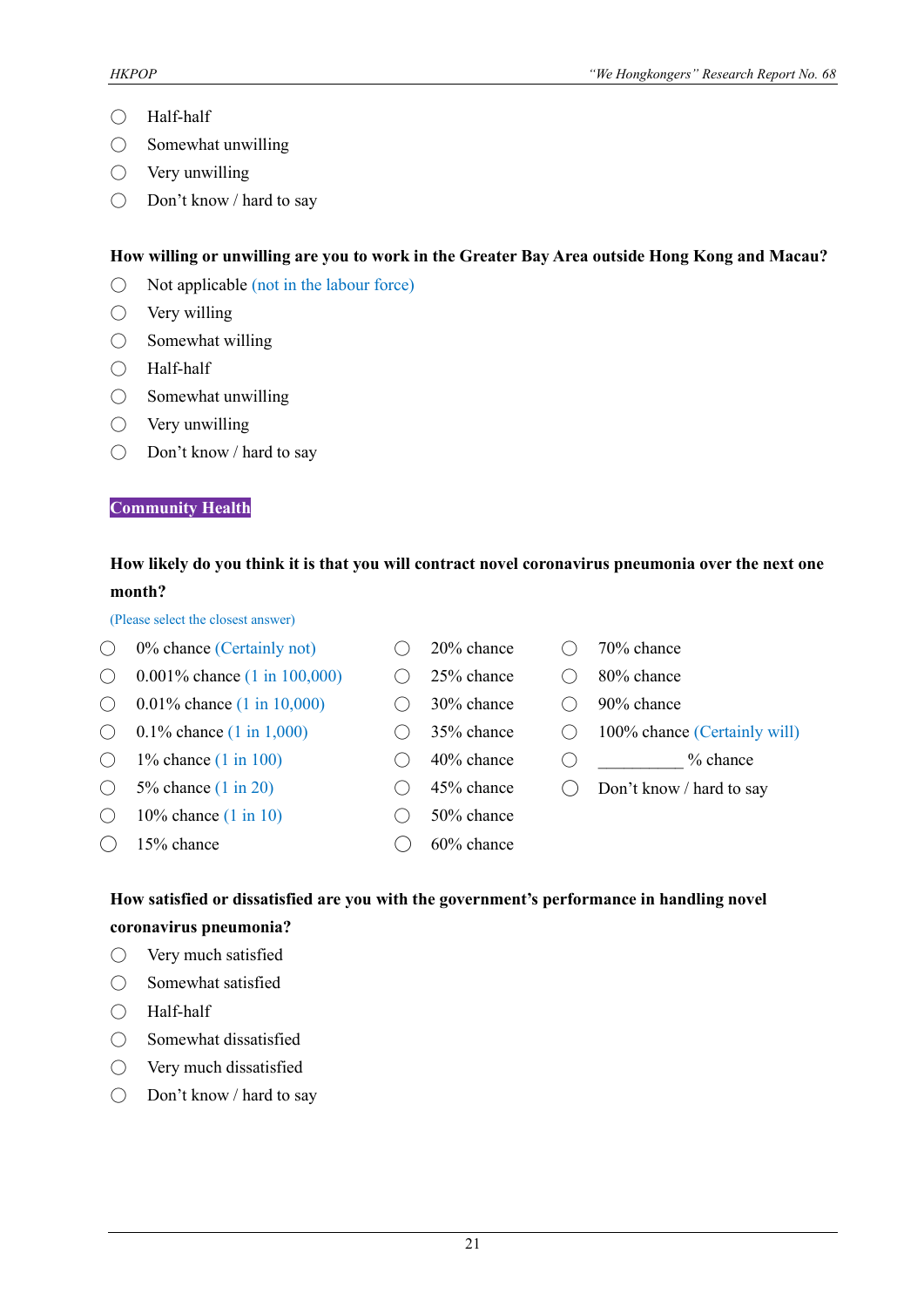- Half-half
- Somewhat unwilling
- Very unwilling
- Don't know / hard to say

**How willing or unwilling are you to work in the Greater Bay Area outside Hong Kong and Macau?**

- Not applicable (not in the labour force)
- Very willing
- Somewhat willing
- Half-half
- Somewhat unwilling
- Very unwilling
- Don't know / hard to say

## Community Health

**How likely do you think it is that you will contract novel coronavirus pneumonia over the next one month?**

(Please select the closest answer)

- 0% chance (Certainly not)
- 0.001% chance (1 in 100,000)
- 0.01% chance (1 in 10,000)
- 0.1% chance (1 in 1,000)
- 1% chance (1 in 100)
- 5% chance (1 in 20)
- 10% chance (1 in 10)
- 15% chance
- 20% chance
- 25% chance
- 30% chance
- 35% chance
- 40% chance
- 45% chance
- 50% chance
- 60% chance
- 70% chance
- 80% chance
- 90% chance
- 100% chance (Certainly will)
- __________ % chance
- Don't know / hard to say

**How satisfied or dissatisfied are you with the government's performance in handling novel coronavirus pneumonia?**

- Very much satisfied
- Somewhat satisfied
- Half-half
- Somewhat dissatisfied
- Very much dissatisfied
- Don't know / hard to say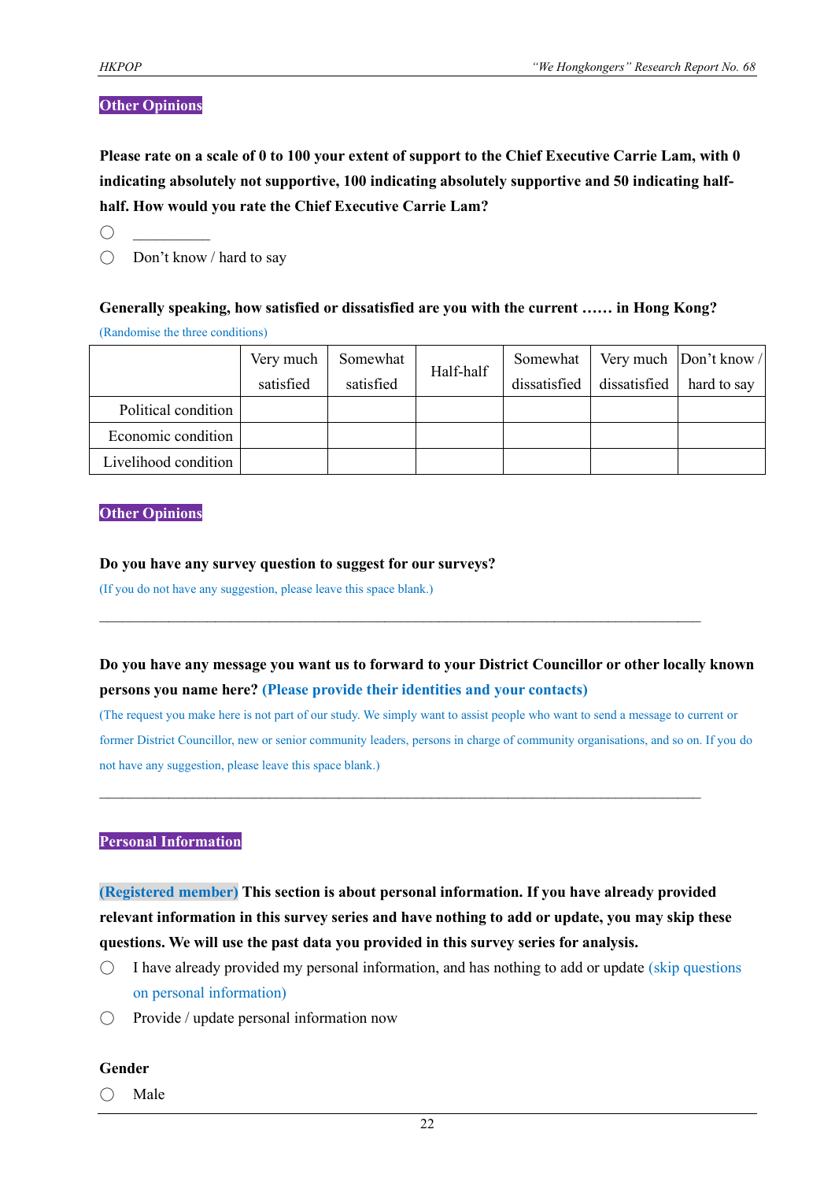**Other Opinions**

**Please rate on a scale of 0 to 100 your extent of support to the Chief Executive Carrie Lam, with 0 indicating absolutely not supportive, 100 indicating absolutely supportive and 50 indicating half-half. How would you rate the Chief Executive Carrie Lam?**

◯ __________

◯ Don't know / hard to say

**Generally speaking, how satisfied or dissatisfied are you with the current …… in Hong Kong?**

(Randomise the three conditions)

| | Very much satisfied | Somewhat satisfied | Half-half | Somewhat dissatisfied | Very much dissatisfied | Don't know / hard to say |
|---|---|---|---|---|---|---|
| Political condition | | | | | | |
| Economic condition | | | | | | |
| Livelihood condition | | | | | | |

**Other Opinions**

**Do you have any survey question to suggest for our surveys?**

(If you do not have any suggestion, please leave this space blank.)

______________________________________________________________________________

**Do you have any message you want us to forward to your District Councillor or other locally known persons you name here? (Please provide their identities and your contacts)**

(The request you make here is not part of our study. We simply want to assist people who want to send a message to current or former District Councillor, new or senior community leaders, persons in charge of community organisations, and so on. If you do not have any suggestion, please leave this space blank.)

______________________________________________________________________________

**Personal Information**

**(Registered member) This section is about personal information. If you have already provided relevant information in this survey series and have nothing to add or update, you may skip these questions. We will use the past data you provided in this survey series for analysis.**

◯ I have already provided my personal information, and has nothing to add or update (skip questions on personal information)

◯ Provide / update personal information now

**Gender**

◯ Male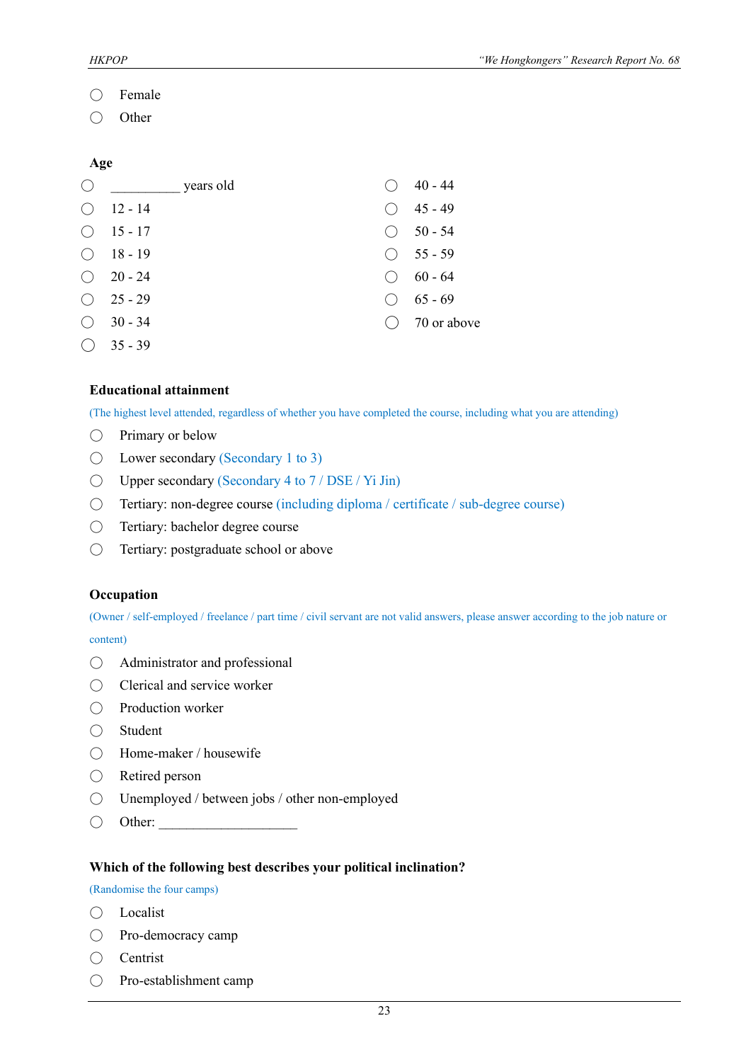- ◯ Female
- ◯ Other

**Age**

- ◯ __________ years old
- ◯ 12 - 14
- ◯ 15 - 17
- ◯ 18 - 19
- ◯ 20 - 24
- ◯ 25 - 29
- ◯ 30 - 34
- ◯ 35 - 39
- ◯ 40 - 44
- ◯ 45 - 49
- ◯ 50 - 54
- ◯ 55 - 59
- ◯ 60 - 64
- ◯ 65 - 69
- ◯ 70 or above

**Educational attainment**

(The highest level attended, regardless of whether you have completed the course, including what you are attending)

- ◯ Primary or below
- ◯ Lower secondary (Secondary 1 to 3)
- ◯ Upper secondary (Secondary 4 to 7 / DSE / Yi Jin)
- ◯ Tertiary: non-degree course (including diploma / certificate / sub-degree course)
- ◯ Tertiary: bachelor degree course
- ◯ Tertiary: postgraduate school or above

**Occupation**

(Owner / self-employed / freelance / part time / civil servant are not valid answers, please answer according to the job nature or content)

- ◯ Administrator and professional
- ◯ Clerical and service worker
- ◯ Production worker
- ◯ Student
- ◯ Home-maker / housewife
- ◯ Retired person
- ◯ Unemployed / between jobs / other non-employed
- ◯ Other: ____________________

**Which of the following best describes your political inclination?**

(Randomise the four camps)

- ◯ Localist
- ◯ Pro-democracy camp
- ◯ Centrist
- ◯ Pro-establishment camp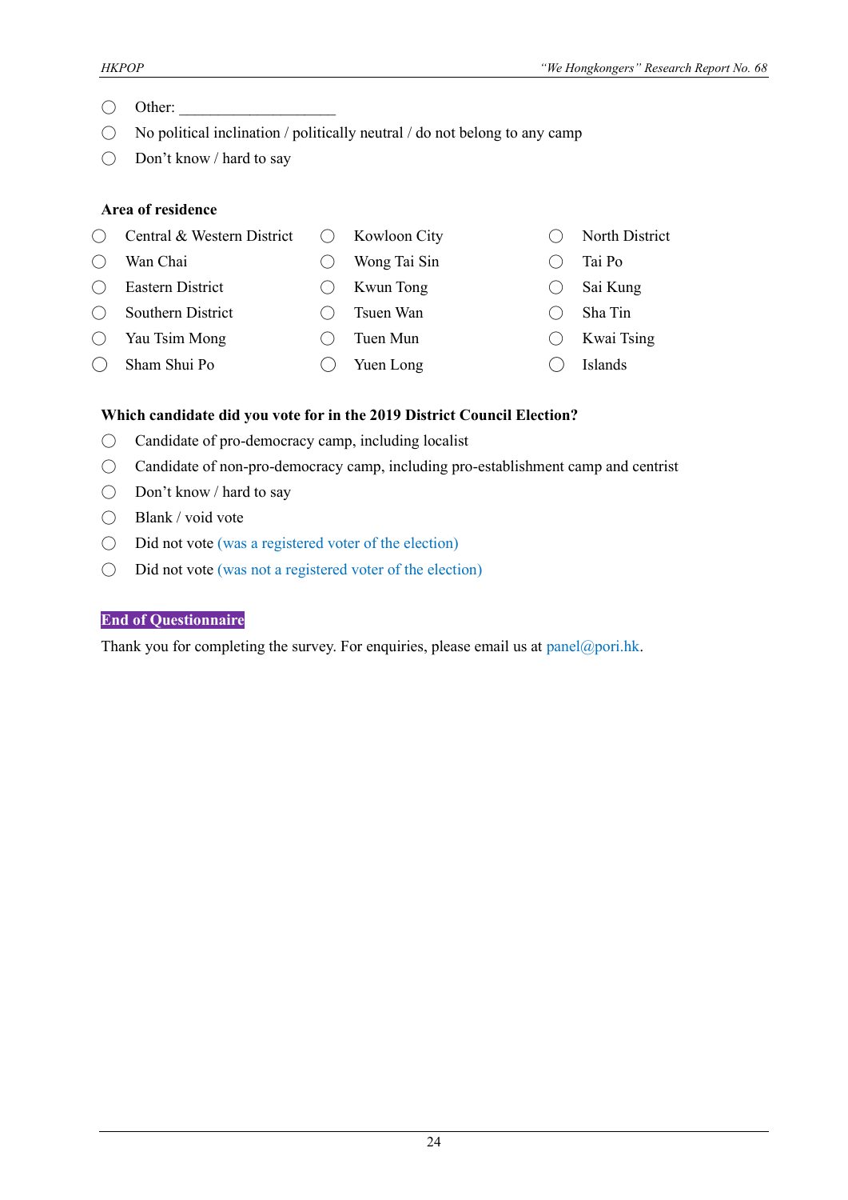- ◯ Other: ____________________
- ◯ No political inclination / politically neutral / do not belong to any camp
- ◯ Don't know / hard to say

**Area of residence**

| | | |
|---|---|---|
| ◯ Central & Western District | ◯ Kowloon City | ◯ North District |
| ◯ Wan Chai | ◯ Wong Tai Sin | ◯ Tai Po |
| ◯ Eastern District | ◯ Kwun Tong | ◯ Sai Kung |
| ◯ Southern District | ◯ Tsuen Wan | ◯ Sha Tin |
| ◯ Yau Tsim Mong | ◯ Tuen Mun | ◯ Kwai Tsing |
| ◯ Sham Shui Po | ◯ Yuen Long | ◯ Islands |

**Which candidate did you vote for in the 2019 District Council Election?**

- ◯ Candidate of pro-democracy camp, including localist
- ◯ Candidate of non-pro-democracy camp, including pro-establishment camp and centrist
- ◯ Don't know / hard to say
- ◯ Blank / void vote
- ◯ Did not vote (was a registered voter of the election)
- ◯ Did not vote (was not a registered voter of the election)

**End of Questionnaire**

Thank you for completing the survey. For enquiries, please email us at panel@pori.hk.